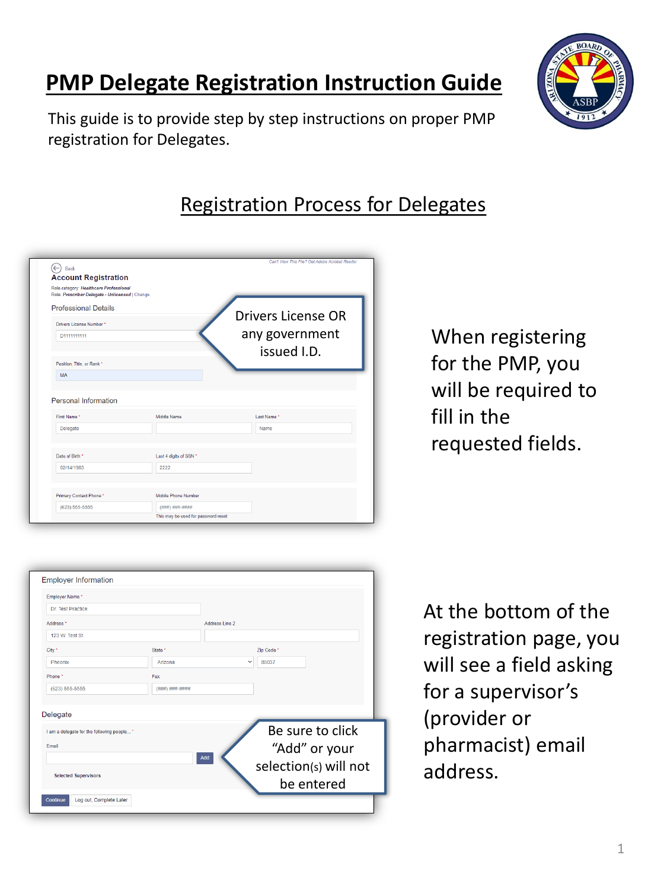# PMP Delegate Registration Instruction Guide

This guide is to provide step by step instructions on proper PMP registration for Delegates.

## Registration Process for Delegates

Back

**Account Registration**

Role category: *Healthcare Professional*

Role: *Prescriber Delegate - Unlicensed* | Change

Can't View This File? Get Adobe Acrobat Reader

Professional Details

Drivers License Number *

D1111111111

Position, Title, or Rank *

MA

Drivers License OR any government issued I.D.

Personal Information

First Name *

Delegate

Middle Name

Last Name *

Name

Date of Birth *

02/14/1983

Last 4 digits of SSN *

2222

Primary Contact Phone *

(623) 555-5555

Mobile Phone Number

(###) ###-####

This may be used for password reset

When registering for the PMP, you will be required to fill in the requested fields.

Employer Information

Employer Name *

Dr. Test Practice

Address *

123 W. Test St.

Address Line 2

City *

Pheonix

State *

Arizona

Zip Code *

85037

Phone *

(623) 555-5555

Fax

(###) ###-####

Delegate

I am a delegate for the following people... *

Email

Add

Selected Supervisors

Continue

Log out, Complete Later

Be sure to click "Add" or your selection(s) will not be entered

At the bottom of the registration page, you will see a field asking for a supervisor's (provider or pharmacist) email address.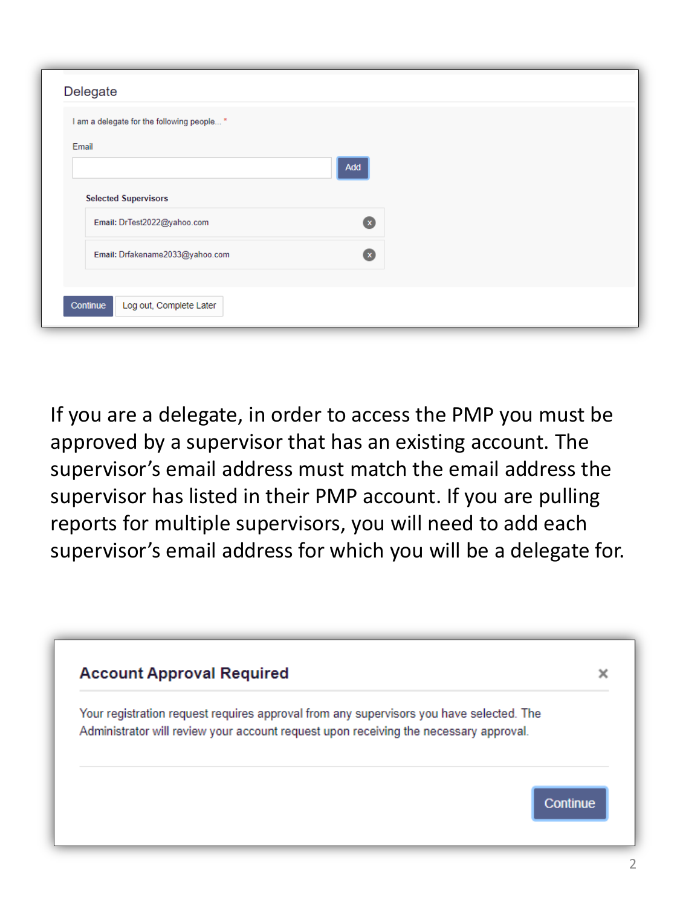## Delegate

I am a delegate for the following people... *

Email

Add

**Selected Supervisors**

**Email:** DrTest2022@yahoo.com

**Email:** Drfakename2033@yahoo.com

Continue | Log out, Complete Later

If you are a delegate, in order to access the PMP you must be approved by a supervisor that has an existing account. The supervisor's email address must match the email address the supervisor has listed in their PMP account. If you are pulling reports for multiple supervisors, you will need to add each supervisor's email address for which you will be a delegate for.

## Account Approval Required

Your registration request requires approval from any supervisors you have selected. The Administrator will review your account request upon receiving the necessary approval.

Continue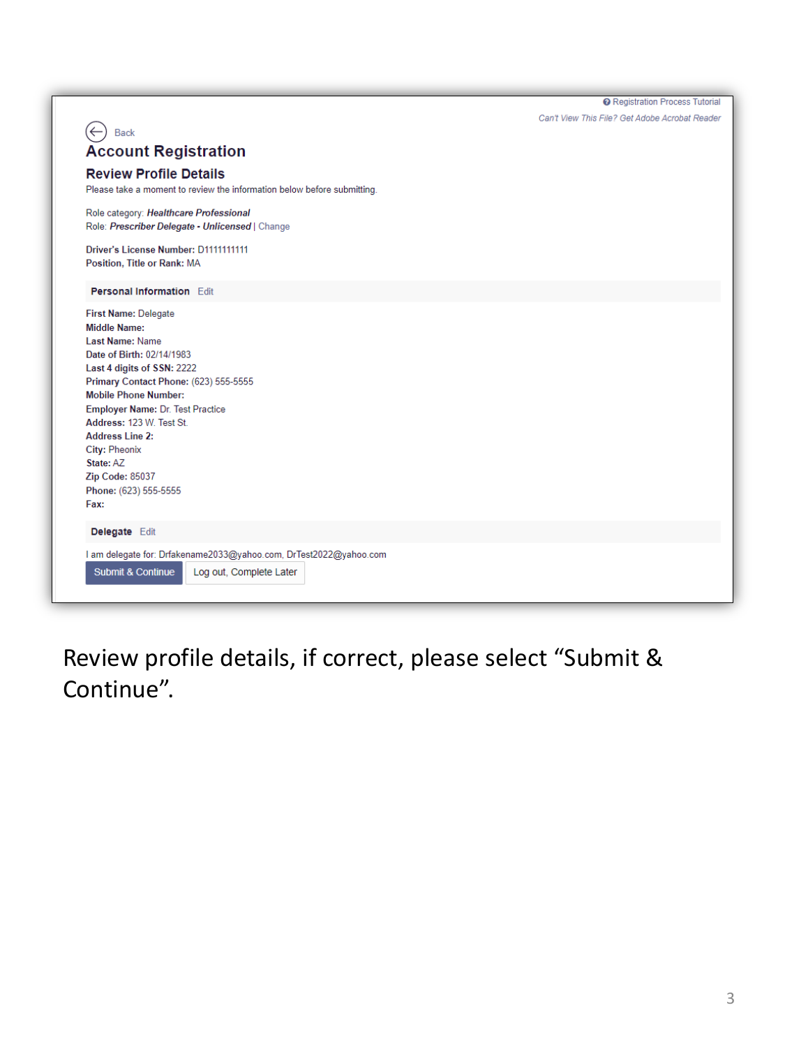Registration Process Tutorial

*Can't View This File? Get Adobe Acrobat Reader*

Back

# Account Registration

## Review Profile Details

Please take a moment to review the information below before submitting.

Role category: ***Healthcare Professional***
Role: ***Prescriber Delegate - Unlicensed*** | Change

**Driver's License Number:** D1111111111
**Position, Title or Rank:** MA

### Personal Information Edit

**First Name:** Delegate
**Middle Name:**
**Last Name:** Name
**Date of Birth:** 02/14/1983
**Last 4 digits of SSN:** 2222
**Primary Contact Phone:** (623) 555-5555
**Mobile Phone Number:**
**Employer Name:** Dr. Test Practice
**Address:** 123 W. Test St.
**Address Line 2:**
**City:** Pheonix
**State:** AZ
**Zip Code:** 85037
**Phone:** (623) 555-5555
**Fax:**

### Delegate Edit

I am delegate for: Drfakename2033@yahoo.com, DrTest2022@yahoo.com

Submit & Continue | Log out, Complete Later

Review profile details, if correct, please select "Submit & Continue".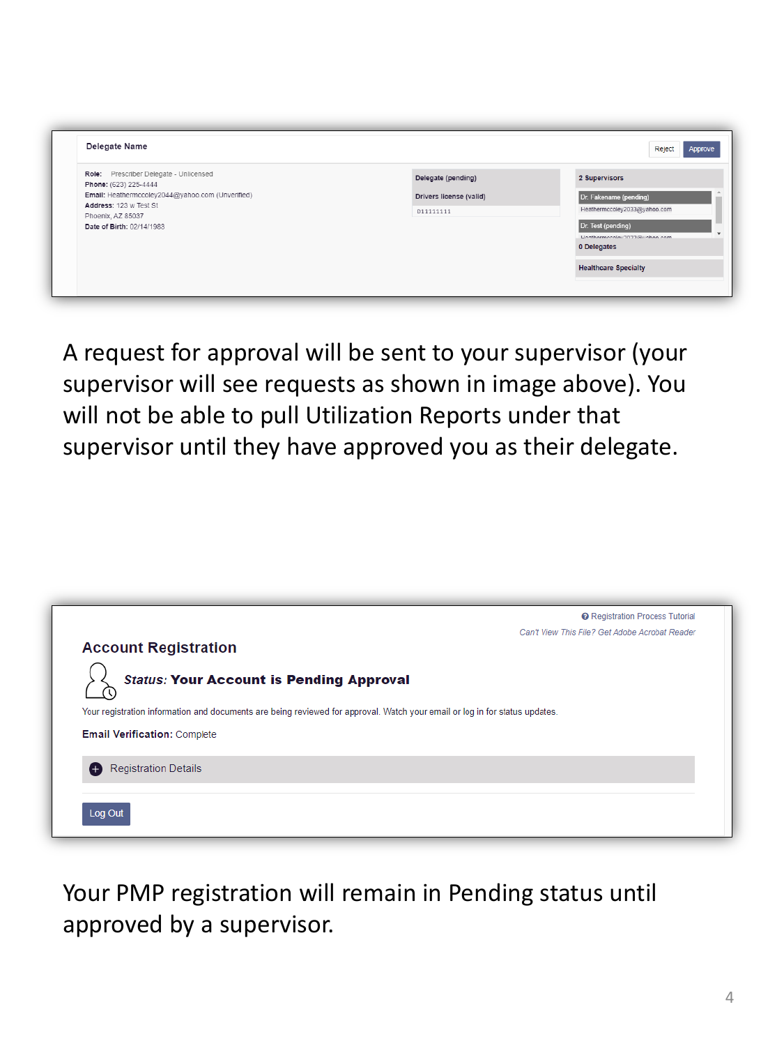**Delegate Name**

Reject | Approve

**Role:** Prescriber Delegate - Unlicensed
**Phone:** (623) 225-4444
**Email:** Heathermccoley2044@yahoo.com (Unverified)
**Address:** 123 w Test St
Phoenix, AZ 85037
**Date of Birth:** 02/14/1983

**Delegate (pending)**

**Drivers license (valid)**

011111111

**2 Supervisors**

Dr. Fakename (pending)
Heathermccoley2033@yahoo.com

Dr. Test (pending)

**0 Delegates**

**Healthcare Specialty**

A request for approval will be sent to your supervisor (your supervisor will see requests as shown in image above). You will not be able to pull Utilization Reports under that supervisor until they have approved you as their delegate.

Registration Process Tutorial

*Can't View This File? Get Adobe Acrobat Reader*

**Account Registration**

***Status:* Your Account is Pending Approval**

Your registration information and documents are being reviewed for approval. Watch your email or log in for status updates.

**Email Verification:** Complete

Registration Details

Log Out

Your PMP registration will remain in Pending status until approved by a supervisor.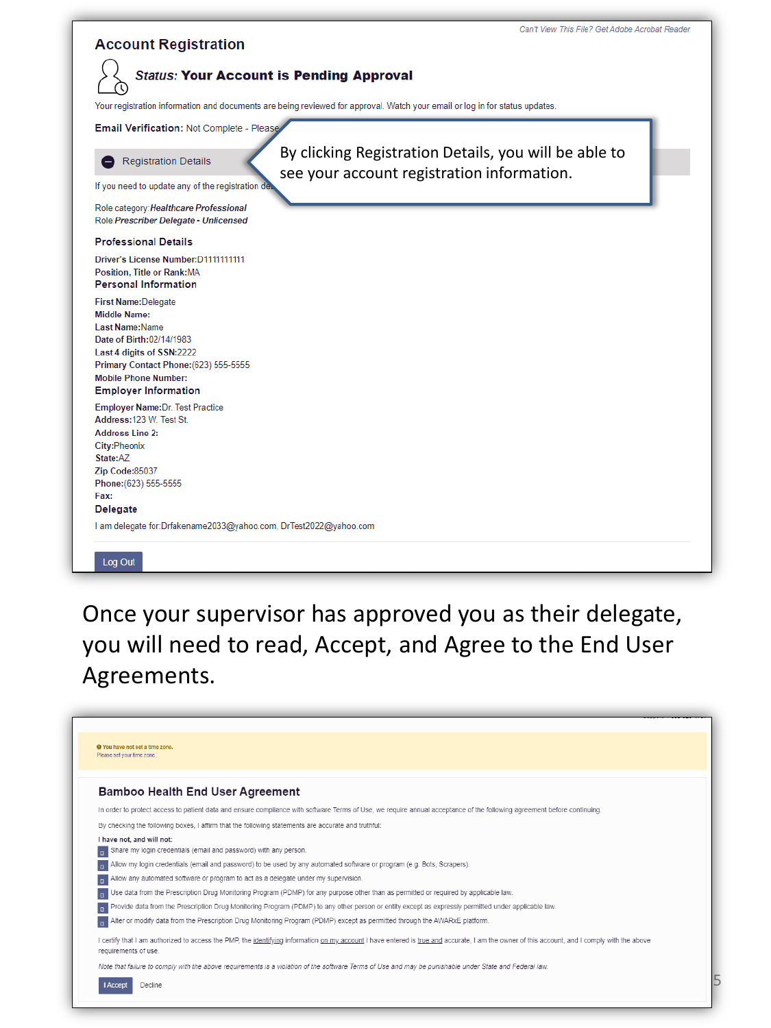Can't View This File? Get Adobe Acrobat Reader

## Account Registration

***Status:* Your Account is Pending Approval**

Your registration information and documents are being reviewed for approval. Watch your email or log in for status updates.

**Email Verification:** Not Complete - Please

Registration Details

By clicking Registration Details, you will be able to see your account registration information.

If you need to update any of the registration de

Role category: *Healthcare Professional*
Role: *Prescriber Delegate - Unlicensed*

**Professional Details**

**Driver's License Number:** D1111111111
**Position, Title or Rank:** MA

**Personal Information**

**First Name:** Delegate
**Middle Name:**
**Last Name:** Name
**Date of Birth:** 02/14/1983
**Last 4 digits of SSN:** 2222
**Primary Contact Phone:** (623) 555-5555
**Mobile Phone Number:**

**Employer Information**

**Employer Name:** Dr. Test Practice
**Address:** 123 W. Test St.
**Address Line 2:**
**City:** Pheonix
**State:** AZ
**Zip Code:** 85037
**Phone:** (623) 555-5555
**Fax:**

**Delegate**

I am delegate for: Drfakename2033@yahoo.com, DrTest2022@yahoo.com

Log Out

Once your supervisor has approved you as their delegate, you will need to read, Accept, and Agree to the End User Agreements.

**You have not set a time zone.**
Please set your time zone.

### Bamboo Health End User Agreement

In order to protect access to patient data and ensure compliance with software Terms of Use, we require annual acceptance of the following agreement before continuing.

By checking the following boxes, I affirm that the following statements are accurate and truthful:

**I have not, and will not:**

- Share my login credentials (email and password) with any person.
- Allow my login credentials (email and password) to be used by any automated software or program (e.g. Bots, Scrapers).
- Allow any automated software or program to act as a delegate under my supervision.
- Use data from the Prescription Drug Monitoring Program (PDMP) for any purpose other than as permitted or required by applicable law.
- Provide data from the Prescription Drug Monitoring Program (PDMP) to any other person or entity except as expressly permitted under applicable law.
- Alter or modify data from the Prescription Drug Monitoring Program (PDMP) except as permitted through the AWARxE platform.

I certify that I am authorized to access the PMP, the identifying information on my account I have entered is true and accurate, I am the owner of this account, and I comply with the above requirements of use.

*Note that failure to comply with the above requirements is a violation of the software Terms of Use and may be punishable under State and Federal law.*

I Accept    Decline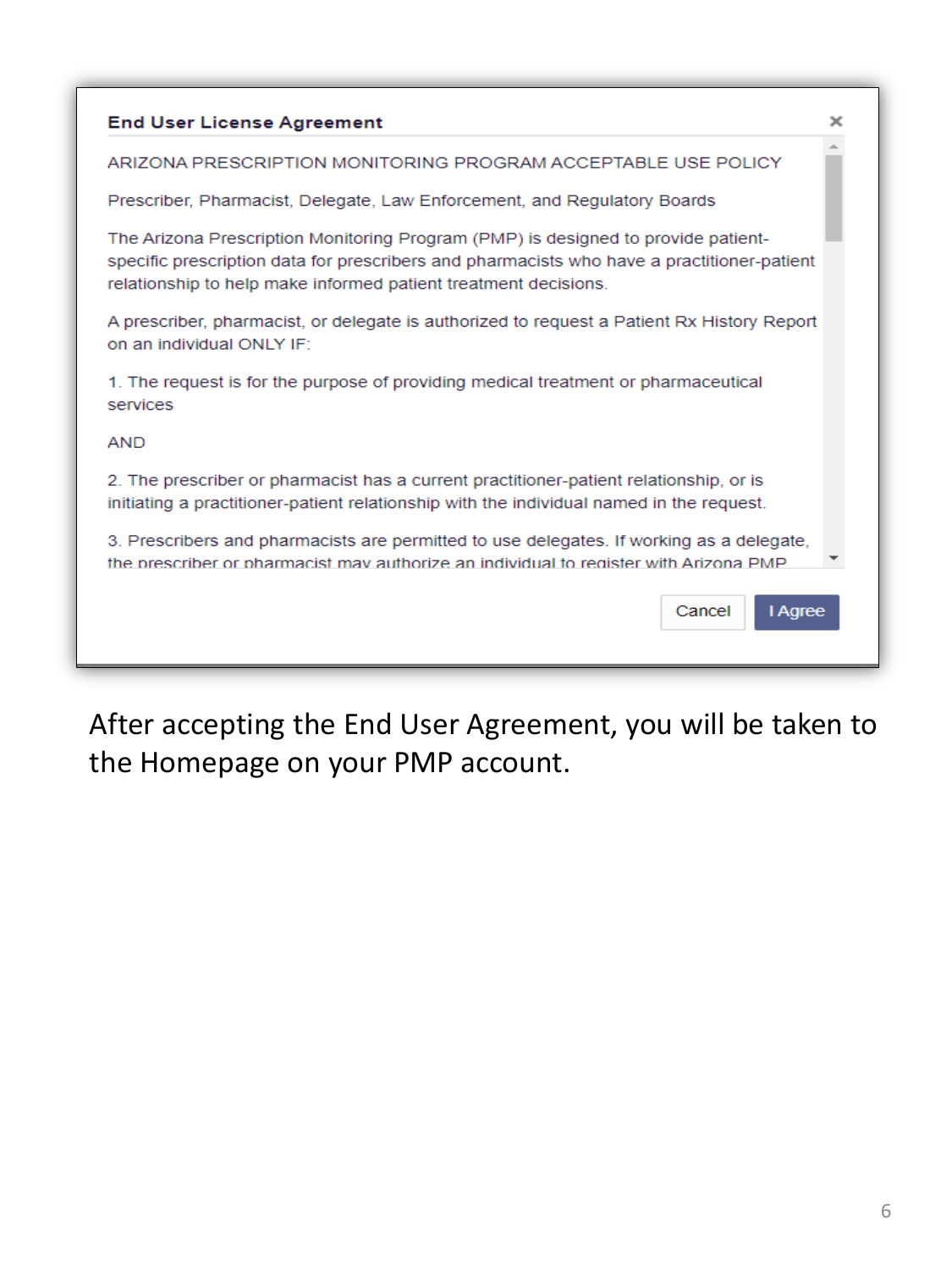**End User License Agreement**

ARIZONA PRESCRIPTION MONITORING PROGRAM ACCEPTABLE USE POLICY

Prescriber, Pharmacist, Delegate, Law Enforcement, and Regulatory Boards

The Arizona Prescription Monitoring Program (PMP) is designed to provide patient-specific prescription data for prescribers and pharmacists who have a practitioner-patient relationship to help make informed patient treatment decisions.

A prescriber, pharmacist, or delegate is authorized to request a Patient Rx History Report on an individual ONLY IF:

1. The request is for the purpose of providing medical treatment or pharmaceutical services

AND

2. The prescriber or pharmacist has a current practitioner-patient relationship, or is initiating a practitioner-patient relationship with the individual named in the request.

3. Prescribers and pharmacists are permitted to use delegates. If working as a delegate, the prescriber or pharmacist may authorize an individual to register with Arizona PMP

Cancel | I Agree

After accepting the End User Agreement, you will be taken to the Homepage on your PMP account.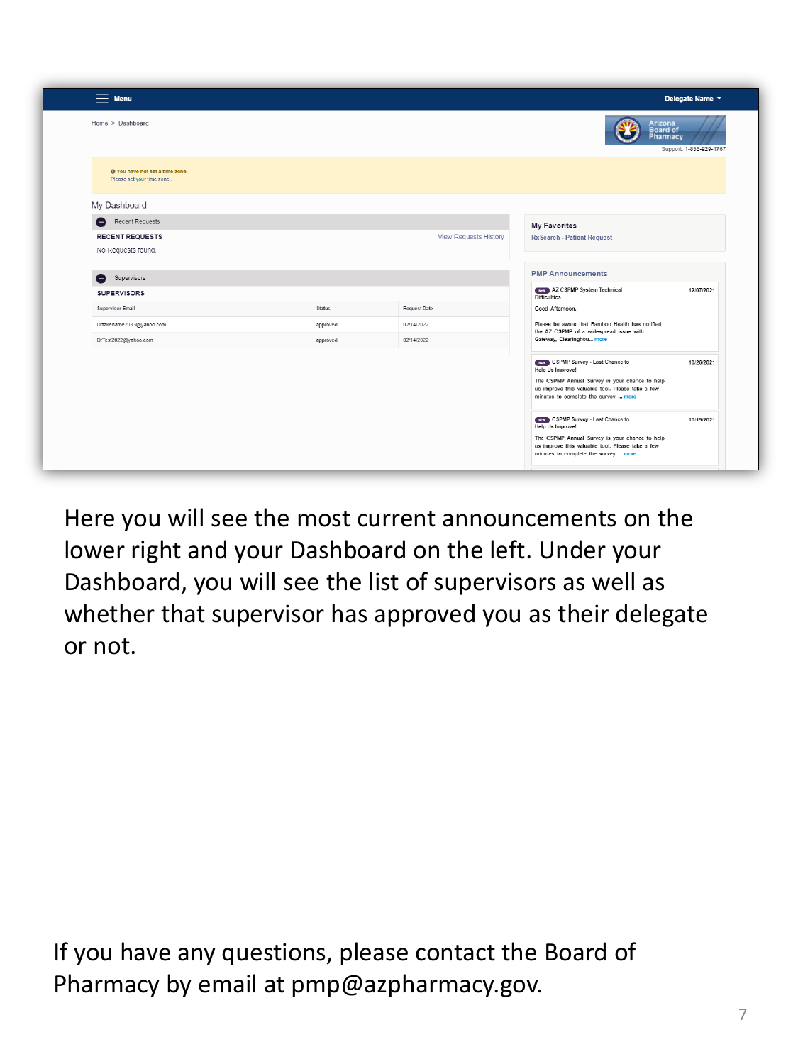Here you will see the most current announcements on the lower right and your Dashboard on the left. Under your Dashboard, you will see the list of supervisors as well as whether that supervisor has approved you as their delegate or not.

If you have any questions, please contact the Board of Pharmacy by email at pmp@azpharmacy.gov.